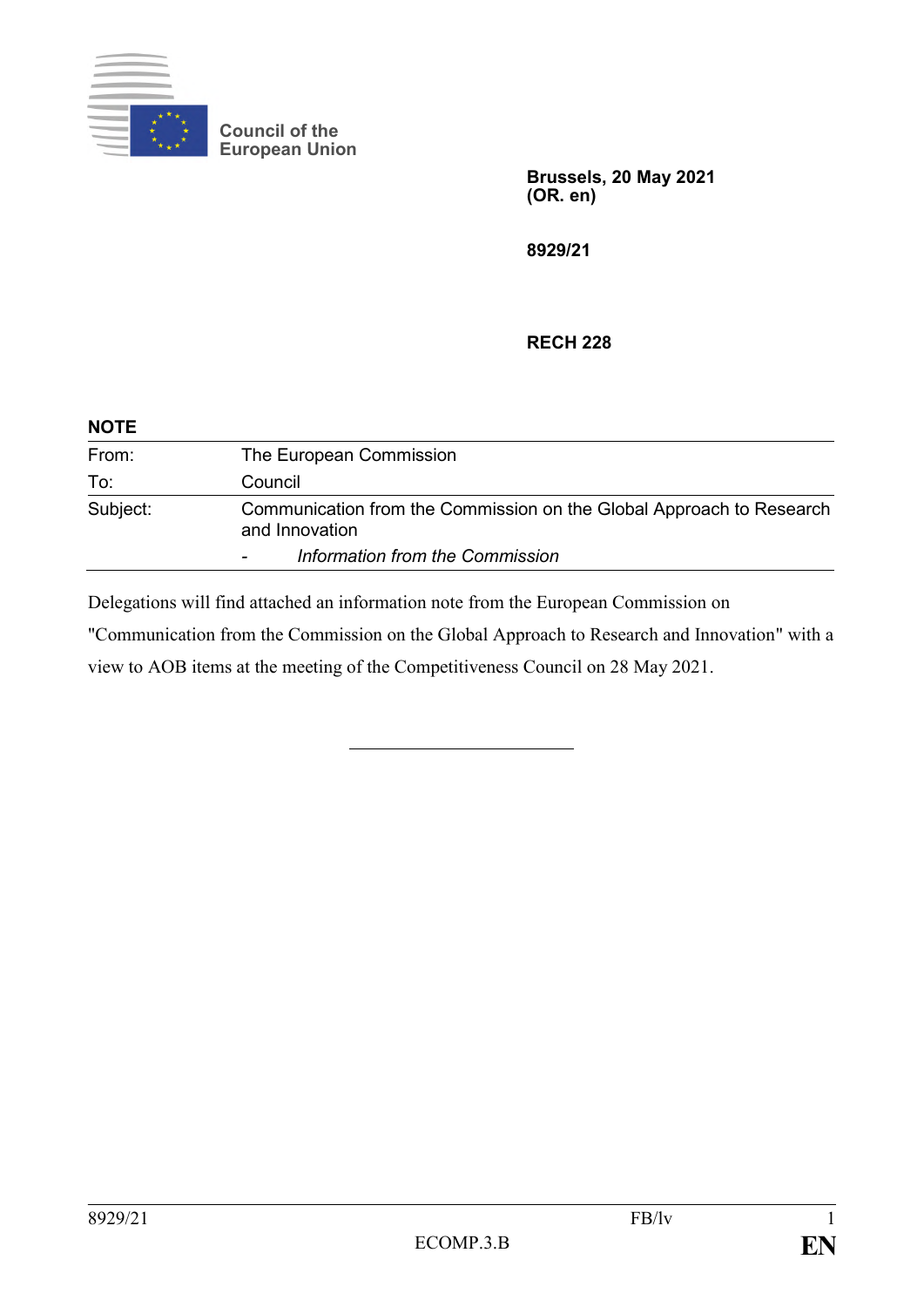Council of the European Union

**Brussels, 20 May 2021**
**(OR. en)**

**8929/21**

**RECH 228**

**NOTE**

| | |
|---|---|
| From: | The European Commission |
| To: | Council |
| Subject: | Communication from the Commission on the Global Approach to Research and Innovation |
| | - *Information from the Commission* |

Delegations will find attached an information note from the European Commission on "Communication from the Commission on the Global Approach to Research and Innovation" with a view to AOB items at the meeting of the Competitiveness Council on 28 May 2021.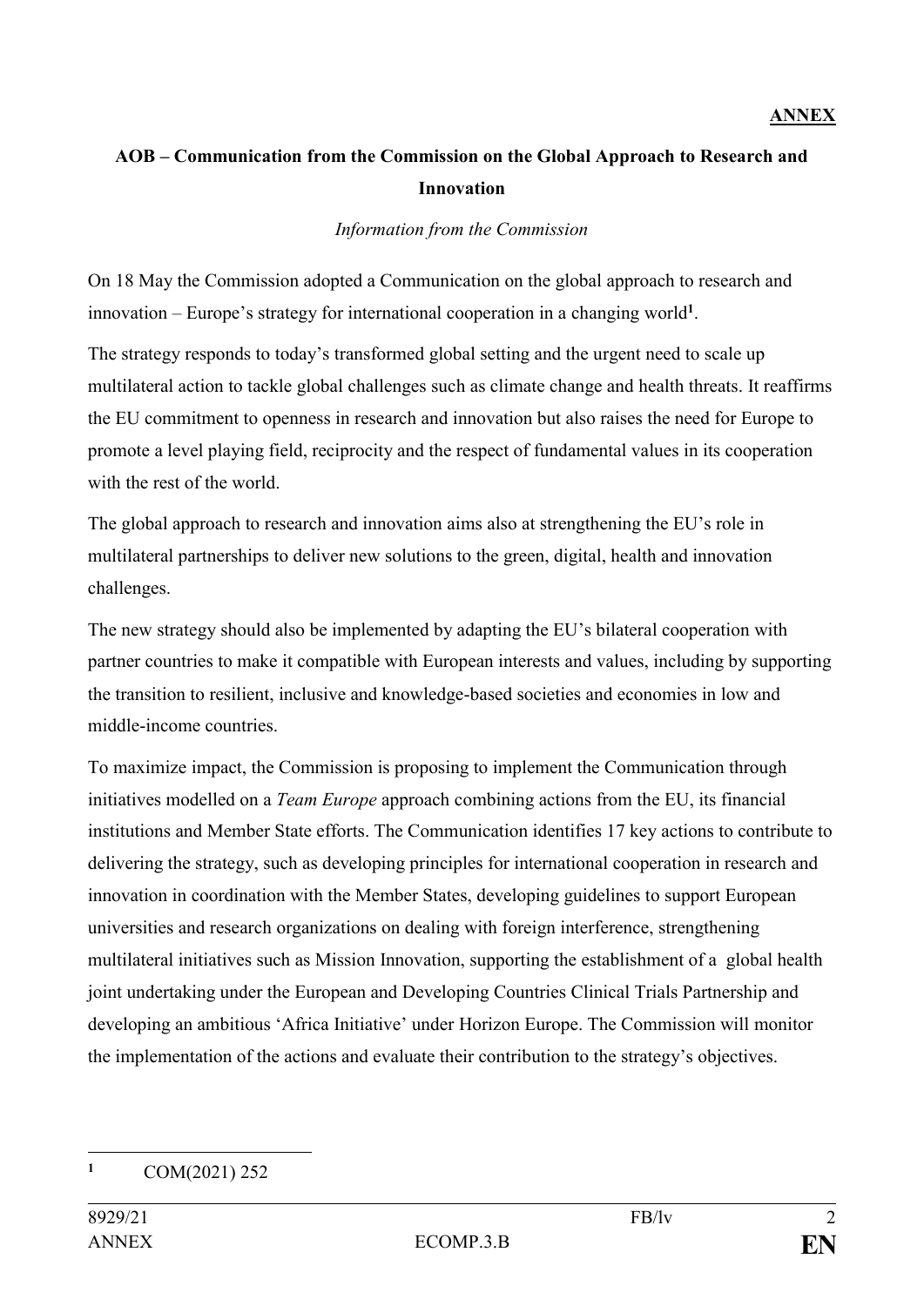**ANNEX**

**AOB – Communication from the Commission on the Global Approach to Research and Innovation**

*Information from the Commission*

On 18 May the Commission adopted a Communication on the global approach to research and innovation – Europe's strategy for international cooperation in a changing world[1].

The strategy responds to today's transformed global setting and the urgent need to scale up multilateral action to tackle global challenges such as climate change and health threats. It reaffirms the EU commitment to openness in research and innovation but also raises the need for Europe to promote a level playing field, reciprocity and the respect of fundamental values in its cooperation with the rest of the world.

The global approach to research and innovation aims also at strengthening the EU's role in multilateral partnerships to deliver new solutions to the green, digital, health and innovation challenges.

The new strategy should also be implemented by adapting the EU's bilateral cooperation with partner countries to make it compatible with European interests and values, including by supporting the transition to resilient, inclusive and knowledge-based societies and economies in low and middle-income countries.

To maximize impact, the Commission is proposing to implement the Communication through initiatives modelled on a *Team Europe* approach combining actions from the EU, its financial institutions and Member State efforts. The Communication identifies 17 key actions to contribute to delivering the strategy, such as developing principles for international cooperation in research and innovation in coordination with the Member States, developing guidelines to support European universities and research organizations on dealing with foreign interference, strengthening multilateral initiatives such as Mission Innovation, supporting the establishment of a global health joint undertaking under the European and Developing Countries Clinical Trials Partnership and developing an ambitious 'Africa Initiative' under Horizon Europe. The Commission will monitor the implementation of the actions and evaluate their contribution to the strategy's objectives.

---

[1] COM(2021) 252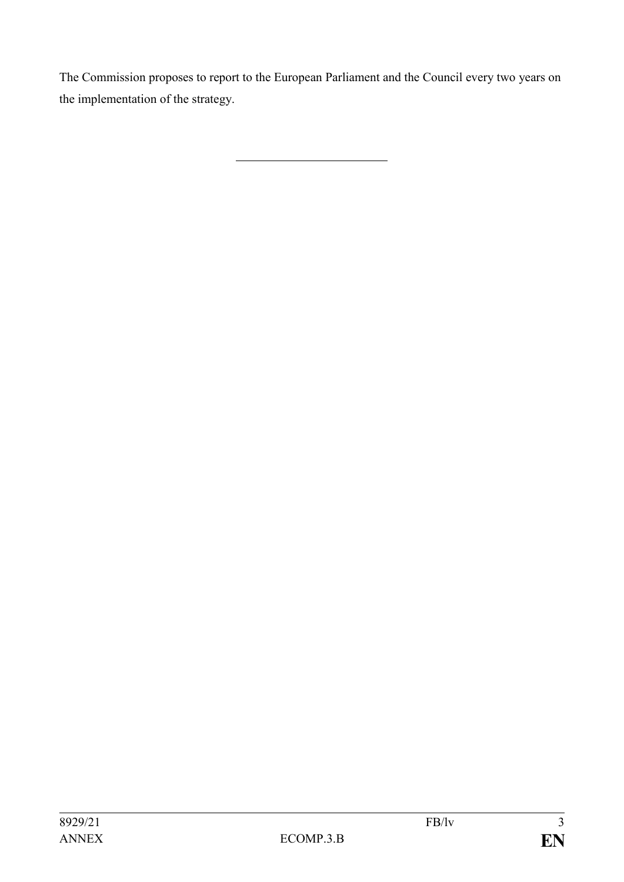The Commission proposes to report to the European Parliament and the Council every two years on the implementation of the strategy.